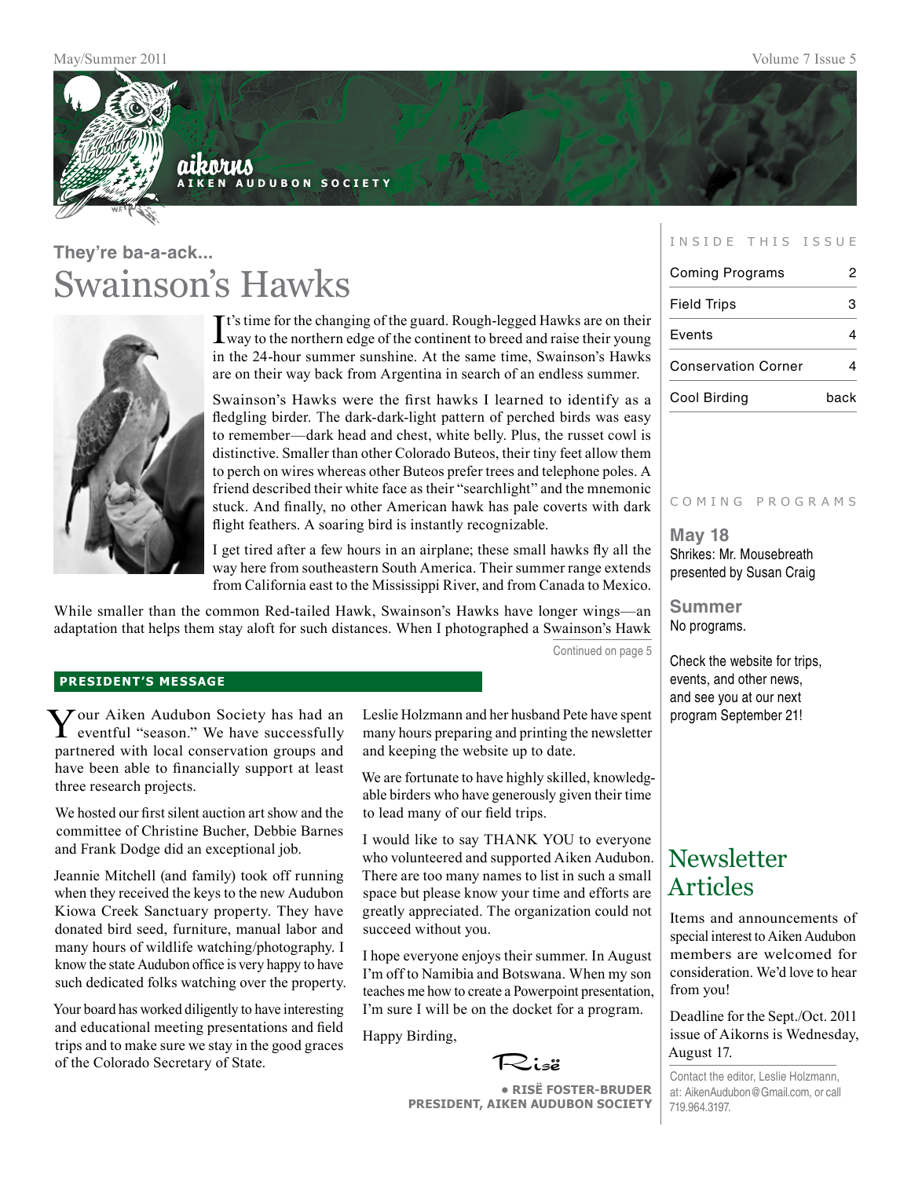# aikorns

**AIKEN AUDUBON SOCIETY**

## They're ba-a-ack...

# Swainson's Hawks

It's time for the changing of the guard. Rough-legged Hawks are on their way to the northern edge of the continent to breed and raise their young in the 24-hour summer sunshine. At the same time, Swainson's Hawks are on their way back from Argentina in search of an endless summer.

Swainson's Hawks were the first hawks I learned to identify as a fledgling birder. The dark-dark-light pattern of perched birds was easy to remember—dark head and chest, white belly. Plus, the russet cowl is distinctive. Smaller than other Colorado Buteos, their tiny feet allow them to perch on wires whereas other Buteos prefer trees and telephone poles. A friend described their white face as their "searchlight" and the mnemonic stuck. And finally, no other American hawk has pale coverts with dark flight feathers. A soaring bird is instantly recognizable.

I get tired after a few hours in an airplane; these small hawks fly all the way here from southeastern South America. Their summer range extends from California east to the Mississippi River, and from Canada to Mexico.

While smaller than the common Red-tailed Hawk, Swainson's Hawks have longer wings—an adaptation that helps them stay aloft for such distances. When I photographed a Swainson's Hawk

Continued on page 5

## PRESIDENT'S MESSAGE

Your Aiken Audubon Society has had an eventful "season." We have successfully partnered with local conservation groups and have been able to financially support at least three research projects.

We hosted our first silent auction art show and the committee of Christine Bucher, Debbie Barnes and Frank Dodge did an exceptional job.

Jeannie Mitchell (and family) took off running when they received the keys to the new Audubon Kiowa Creek Sanctuary property. They have donated bird seed, furniture, manual labor and many hours of wildlife watching/photography. I know the state Audubon office is very happy to have such dedicated folks watching over the property.

Your board has worked diligently to have interesting and educational meeting presentations and field trips and to make sure we stay in the good graces of the Colorado Secretary of State.

Leslie Holzmann and her husband Pete have spent many hours preparing and printing the newsletter and keeping the website up to date.

We are fortunate to have highly skilled, knowledgeable birders who have generously given their time to lead many of our field trips.

I would like to say THANK YOU to everyone who volunteered and supported Aiken Audubon. There are too many names to list in such a small space but please know your time and efforts are greatly appreciated. The organization could not succeed without you.

I hope everyone enjoys their summer. In August I'm off to Namibia and Botswana. When my son teaches me how to create a Powerpoint presentation, I'm sure I will be on the docket for a program.

Happy Birding,

Risë

• **RISË FOSTER-BRUDER**
**PRESIDENT, AIKEN AUDUBON SOCIETY**

## INSIDE THIS ISSUE

| | |
|---|---|
| Coming Programs | 2 |
| Field Trips | 3 |
| Events | 4 |
| Conservation Corner | 4 |
| Cool Birding | back |

## COMING PROGRAMS

**May 18**
Shrikes: Mr. Mousebreath presented by Susan Craig

**Summer**
No programs.

Check the website for trips, events, and other news, and see you at our next program September 21!

## Newsletter Articles

Items and announcements of special interest to Aiken Audubon members are welcomed for consideration. We'd love to hear from you!

Deadline for the Sept./Oct. 2011 issue of Aikorns is Wednesday, August 17.

Contact the editor, Leslie Holzmann, at: AikenAudubon@Gmail.com, or call 719.964.3197.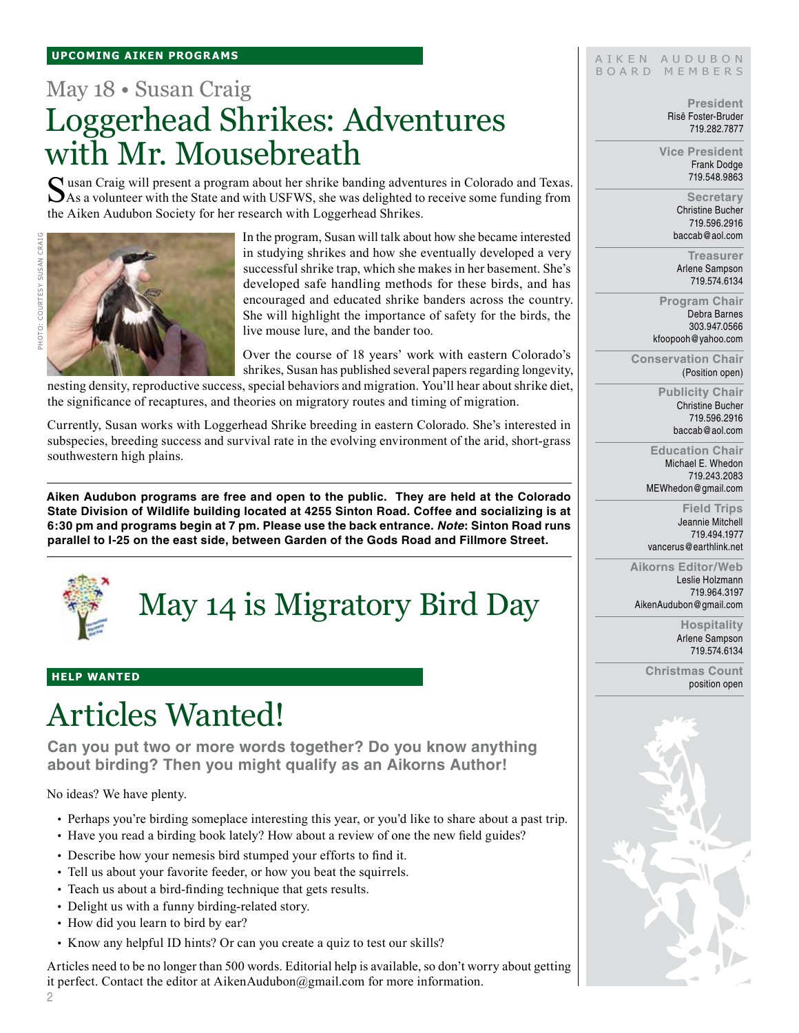UPCOMING AIKEN PROGRAMS

## May 18 • Susan Craig

# Loggerhead Shrikes: Adventures with Mr. Mousebreath

Susan Craig will present a program about her shrike banding adventures in Colorado and Texas. As a volunteer with the State and with USFWS, she was delighted to receive some funding from the Aiken Audubon Society for her research with Loggerhead Shrikes.

PHOTO: COURTESY SUSAN CRAIG

In the program, Susan will talk about how she became interested in studying shrikes and how she eventually developed a very successful shrike trap, which she makes in her basement. She's developed safe handling methods for these birds, and has encouraged and educated shrike banders across the country. She will highlight the importance of safety for the birds, the live mouse lure, and the bander too.

Over the course of 18 years' work with eastern Colorado's shrikes, Susan has published several papers regarding longevity, nesting density, reproductive success, special behaviors and migration. You'll hear about shrike diet, the significance of recaptures, and theories on migratory routes and timing of migration.

Currently, Susan works with Loggerhead Shrike breeding in eastern Colorado. She's interested in subspecies, breeding success and survival rate in the evolving environment of the arid, short-grass southwestern high plains.

**Aiken Audubon programs are free and open to the public. They are held at the Colorado State Division of Wildlife building located at 4255 Sinton Road. Coffee and socializing is at 6:30 pm and programs begin at 7 pm. Please use the back entrance. *Note*: Sinton Road runs parallel to I-25 on the east side, between Garden of the Gods Road and Fillmore Street.**

# May 14 is Migratory Bird Day

HELP WANTED

# Articles Wanted!

**Can you put two or more words together? Do you know anything about birding? Then you might qualify as an Aikorns Author!**

No ideas? We have plenty.

- Perhaps you're birding someplace interesting this year, or you'd like to share about a past trip.
- Have you read a birding book lately? How about a review of one the new field guides?
- Describe how your nemesis bird stumped your efforts to find it.
- Tell us about your favorite feeder, or how you beat the squirrels.
- Teach us about a bird-finding technique that gets results.
- Delight us with a funny birding-related story.
- How did you learn to bird by ear?
- Know any helpful ID hints? Or can you create a quiz to test our skills?

Articles need to be no longer than 500 words. Editorial help is available, so don't worry about getting it perfect. Contact the editor at AikenAudubon@gmail.com for more information.

---

AIKEN AUDUBON BOARD MEMBERS

**President**
Risë Foster-Bruder
719.282.7877

**Vice President**
Frank Dodge
719.548.9863

**Secretary**
Christine Bucher
719.596.2916
baccab@aol.com

**Treasurer**
Arlene Sampson
719.574.6134

**Program Chair**
Debra Barnes
303.947.0566
kfoopooh@yahoo.com

**Conservation Chair**
(Position open)

**Publicity Chair**
Christine Bucher
719.596.2916
baccab@aol.com

**Education Chair**
Michael E. Whedon
719.243.2083
MEWhedon@gmail.com

**Field Trips**
Jeannie Mitchell
719.494.1977
vancerus@earthlink.net

**Aikorns Editor/Web**
Leslie Holzmann
719.964.3197
AikenAudubon@gmail.com

**Hospitality**
Arlene Sampson
719.574.6134

**Christmas Count**
position open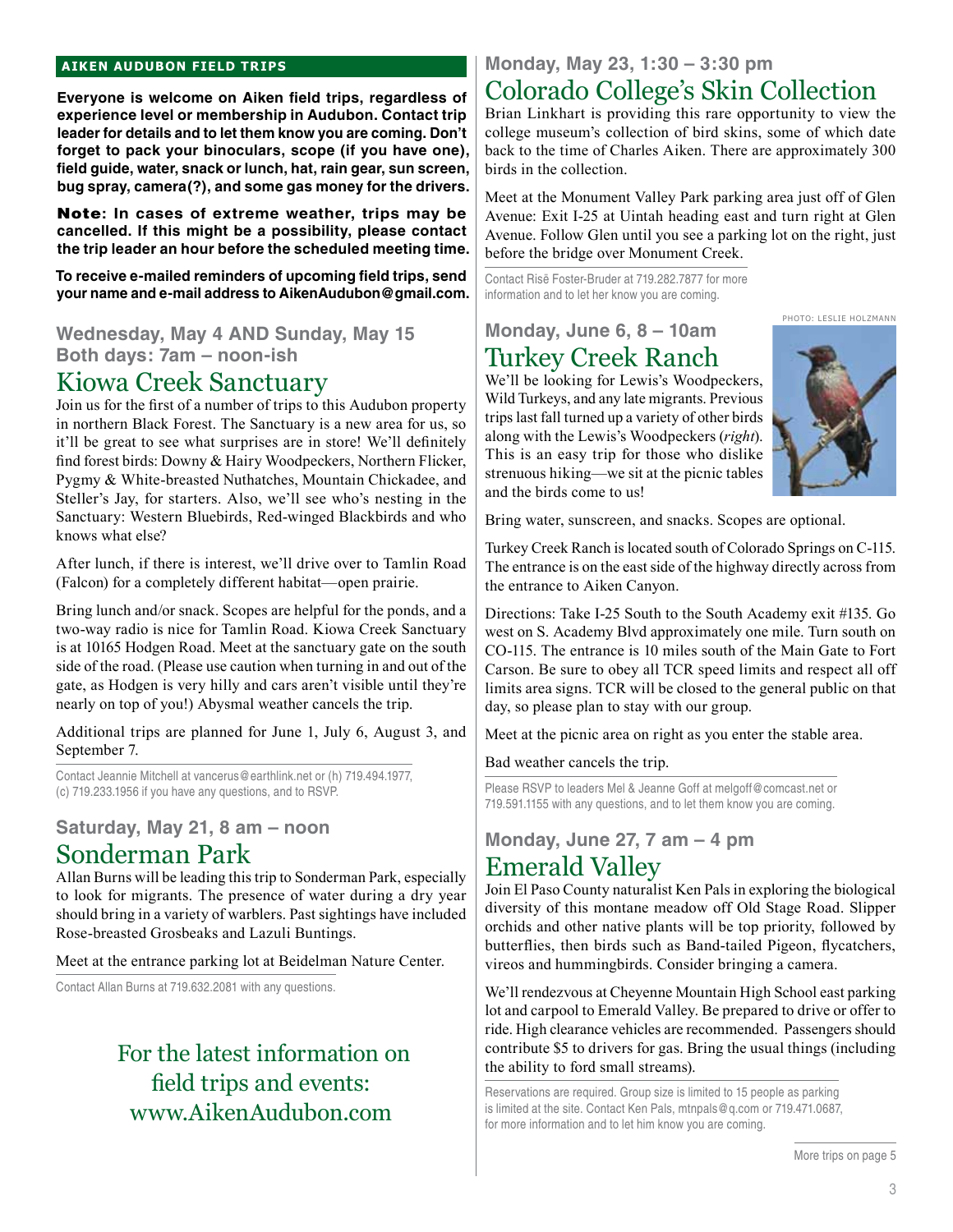## AIKEN AUDUBON FIELD TRIPS

**Everyone is welcome on Aiken field trips, regardless of experience level or membership in Audubon. Contact trip leader for details and to let them know you are coming. Don't forget to pack your binoculars, scope (if you have one), field guide, water, snack or lunch, hat, rain gear, sun screen, bug spray, camera(?), and some gas money for the drivers.**

**Note: In cases of extreme weather, trips may be cancelled. If this might be a possibility, please contact the trip leader an hour before the scheduled meeting time.**

**To receive e-mailed reminders of upcoming field trips, send your name and e-mail address to AikenAudubon@gmail.com.**

### Wednesday, May 4 AND Sunday, May 15
### Both days: 7am – noon-ish

## Kiowa Creek Sanctuary

Join us for the first of a number of trips to this Audubon property in northern Black Forest. The Sanctuary is a new area for us, so it'll be great to see what surprises are in store! We'll definitely find forest birds: Downy & Hairy Woodpeckers, Northern Flicker, Pygmy & White-breasted Nuthatches, Mountain Chickadee, and Steller's Jay, for starters. Also, we'll see who's nesting in the Sanctuary: Western Bluebirds, Red-winged Blackbirds and who knows what else?

After lunch, if there is interest, we'll drive over to Tamlin Road (Falcon) for a completely different habitat—open prairie.

Bring lunch and/or snack. Scopes are helpful for the ponds, and a two-way radio is nice for Tamlin Road. Kiowa Creek Sanctuary is at 10165 Hodgen Road. Meet at the sanctuary gate on the south side of the road. (Please use caution when turning in and out of the gate, as Hodgen is very hilly and cars aren't visible until they're nearly on top of you!) Abysmal weather cancels the trip.

Additional trips are planned for June 1, July 6, August 3, and September 7.

Contact Jeannie Mitchell at vancerus@earthlink.net or (h) 719.494.1977, (c) 719.233.1956 if you have any questions, and to RSVP.

### Saturday, May 21, 8 am – noon

## Sonderman Park

Allan Burns will be leading this trip to Sonderman Park, especially to look for migrants. The presence of water during a dry year should bring in a variety of warblers. Past sightings have included Rose-breasted Grosbeaks and Lazuli Buntings.

Meet at the entrance parking lot at Beidelman Nature Center.

Contact Allan Burns at 719.632.2081 with any questions.

For the latest information on field trips and events: www.AikenAudubon.com

### Monday, May 23, 1:30 – 3:30 pm

## Colorado College's Skin Collection

Brian Linkhart is providing this rare opportunity to view the college museum's collection of bird skins, some of which date back to the time of Charles Aiken. There are approximately 300 birds in the collection.

Meet at the Monument Valley Park parking area just off of Glen Avenue: Exit I-25 at Uintah heading east and turn right at Glen Avenue. Follow Glen until you see a parking lot on the right, just before the bridge over Monument Creek.

Contact Risë Foster-Bruder at 719.282.7877 for more information and to let her know you are coming.

### Monday, June 6, 8 – 10am

## Turkey Creek Ranch

PHOTO: LESLIE HOLZMANN

We'll be looking for Lewis's Woodpeckers, Wild Turkeys, and any late migrants. Previous trips last fall turned up a variety of other birds along with the Lewis's Woodpeckers (*right*). This is an easy trip for those who dislike strenuous hiking—we sit at the picnic tables and the birds come to us!

Bring water, sunscreen, and snacks. Scopes are optional.

Turkey Creek Ranch is located south of Colorado Springs on C-115. The entrance is on the east side of the highway directly across from the entrance to Aiken Canyon.

Directions: Take I-25 South to the South Academy exit #135. Go west on S. Academy Blvd approximately one mile. Turn south on CO-115. The entrance is 10 miles south of the Main Gate to Fort Carson. Be sure to obey all TCR speed limits and respect all off limits area signs. TCR will be closed to the general public on that day, so please plan to stay with our group.

Meet at the picnic area on right as you enter the stable area.

Bad weather cancels the trip.

Please RSVP to leaders Mel & Jeanne Goff at melgoff@comcast.net or 719.591.1155 with any questions, and to let them know you are coming.

### Monday, June 27, 7 am – 4 pm

## Emerald Valley

Join El Paso County naturalist Ken Pals in exploring the biological diversity of this montane meadow off Old Stage Road. Slipper orchids and other native plants will be top priority, followed by butterflies, then birds such as Band-tailed Pigeon, flycatchers, vireos and hummingbirds. Consider bringing a camera.

We'll rendezvous at Cheyenne Mountain High School east parking lot and carpool to Emerald Valley. Be prepared to drive or offer to ride. High clearance vehicles are recommended. Passengers should contribute $5 to drivers for gas. Bring the usual things (including the ability to ford small streams).

Reservations are required. Group size is limited to 15 people as parking is limited at the site. Contact Ken Pals, mtnpals@q.com or 719.471.0687, for more information and to let him know you are coming.

More trips on page 5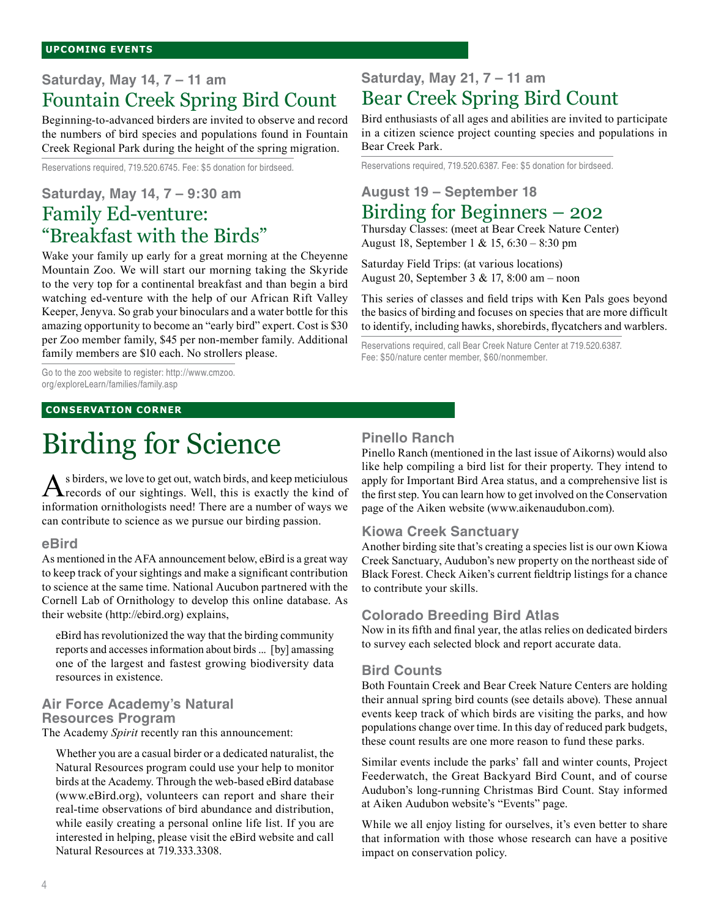## UPCOMING EVENTS

**Saturday, May 14, 7 – 11 am**

### Fountain Creek Spring Bird Count

Beginning-to-advanced birders are invited to observe and record the numbers of bird species and populations found in Fountain Creek Regional Park during the height of the spring migration.

Reservations required, 719.520.6745. Fee: $5 donation for birdseed.

**Saturday, May 14, 7 – 9:30 am**

### Family Ed-venture: "Breakfast with the Birds"

Wake your family up early for a great morning at the Cheyenne Mountain Zoo. We will start our morning taking the Skyride to the very top for a continental breakfast and than begin a bird watching ed-venture with the help of our African Rift Valley Keeper, Jenyva. So grab your binoculars and a water bottle for this amazing opportunity to become an "early bird" expert. Cost is $30 per Zoo member family, $45 per non-member family. Additional family members are $10 each. No strollers please.

Go to the zoo website to register: http://www.cmzoo.org/exploreLearn/families/family.asp

**Saturday, May 21, 7 – 11 am**

### Bear Creek Spring Bird Count

Bird enthusiasts of all ages and abilities are invited to participate in a citizen science project counting species and populations in Bear Creek Park.

Reservations required, 719.520.6387. Fee: $5 donation for birdseed.

**August 19 – September 18**

### Birding for Beginners – 202

Thursday Classes: (meet at Bear Creek Nature Center)
August 18, September 1 & 15, 6:30 – 8:30 pm

Saturday Field Trips: (at various locations)
August 20, September 3 & 17, 8:00 am – noon

This series of classes and field trips with Ken Pals goes beyond the basics of birding and focuses on species that are more difficult to identify, including hawks, shorebirds, flycatchers and warblers.

Reservations required, call Bear Creek Nature Center at 719.520.6387.
Fee: $50/nature center member, $60/nonmember.

## CONSERVATION CORNER

# Birding for Science

As birders, we love to get out, watch birds, and keep meticiulous records of our sightings. Well, this is exactly the kind of information ornithologists need! There are a number of ways we can contribute to science as we pursue our birding passion.

### eBird

As mentioned in the AFA announcement below, eBird is a great way to keep track of your sightings and make a significant contribution to science at the same time. National Aucubon partnered with the Cornell Lab of Ornithology to develop this online database. As their website (http://ebird.org) explains,

> eBird has revolutionized the way that the birding community reports and accesses information about birds ... [by] amassing one of the largest and fastest growing biodiversity data resources in existence.

### Air Force Academy's Natural Resources Program

The Academy *Spirit* recently ran this announcement:

> Whether you are a casual birder or a dedicated naturalist, the Natural Resources program could use your help to monitor birds at the Academy. Through the web-based eBird database (www.eBird.org), volunteers can report and share their real-time observations of bird abundance and distribution, while easily creating a personal online life list. If you are interested in helping, please visit the eBird website and call Natural Resources at 719.333.3308.

### Pinello Ranch

Pinello Ranch (mentioned in the last issue of Aikorns) would also like help compiling a bird list for their property. They intend to apply for Important Bird Area status, and a comprehensive list is the first step. You can learn how to get involved on the Conservation page of the Aiken website (www.aikenaudubon.com).

### Kiowa Creek Sanctuary

Another birding site that's creating a species list is our own Kiowa Creek Sanctuary, Audubon's new property on the northeast side of Black Forest. Check Aiken's current fieldtrip listings for a chance to contribute your skills.

### Colorado Breeding Bird Atlas

Now in its fifth and final year, the atlas relies on dedicated birders to survey each selected block and report accurate data.

### Bird Counts

Both Fountain Creek and Bear Creek Nature Centers are holding their annual spring bird counts (see details above). These annual events keep track of which birds are visiting the parks, and how populations change over time. In this day of reduced park budgets, these count results are one more reason to fund these parks.

Similar events include the parks' fall and winter counts, Project Feederwatch, the Great Backyard Bird Count, and of course Audubon's long-running Christmas Bird Count. Stay informed at Aiken Audubon website's "Events" page.

While we all enjoy listing for ourselves, it's even better to share that information with those whose research can have a positive impact on conservation policy.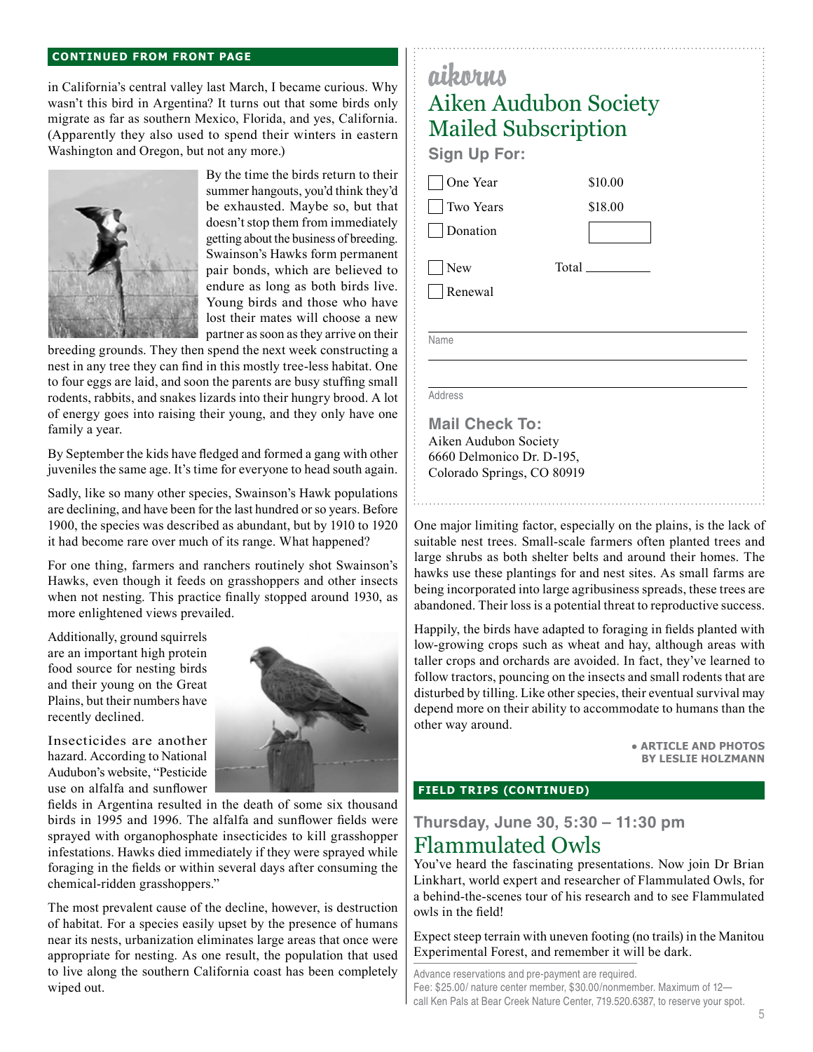**CONTINUED FROM FRONT PAGE**

in California's central valley last March, I became curious. Why wasn't this bird in Argentina? It turns out that some birds only migrate as far as southern Mexico, Florida, and yes, California. (Apparently they also used to spend their winters in eastern Washington and Oregon, but not any more.)

By the time the birds return to their summer hangouts, you'd think they'd be exhausted. Maybe so, but that doesn't stop them from immediately getting about the business of breeding. Swainson's Hawks form permanent pair bonds, which are believed to endure as long as both birds live. Young birds and those who have lost their mates will choose a new partner as soon as they arrive on their breeding grounds. They then spend the next week constructing a nest in any tree they can find in this mostly tree-less habitat. One to four eggs are laid, and soon the parents are busy stuffing small rodents, rabbits, and snakes lizards into their hungry brood. A lot of energy goes into raising their young, and they only have one family a year.

By September the kids have fledged and formed a gang with other juveniles the same age. It's time for everyone to head south again.

Sadly, like so many other species, Swainson's Hawk populations are declining, and have been for the last hundred or so years. Before 1900, the species was described as abundant, but by 1910 to 1920 it had become rare over much of its range. What happened?

For one thing, farmers and ranchers routinely shot Swainson's Hawks, even though it feeds on grasshoppers and other insects when not nesting. This practice finally stopped around 1930, as more enlightened views prevailed.

Additionally, ground squirrels are an important high protein food source for nesting birds and their young on the Great Plains, but their numbers have recently declined.

Insecticides are another hazard. According to National Audubon's website, "Pesticide use on alfalfa and sunflower fields in Argentina resulted in the death of some six thousand birds in 1995 and 1996. The alfalfa and sunflower fields were sprayed with organophosphate insecticides to kill grasshopper infestations. Hawks died immediately if they were sprayed while foraging in the fields or within several days after consuming the chemical-ridden grasshoppers."

The most prevalent cause of the decline, however, is destruction of habitat. For a species easily upset by the presence of humans near its nests, urbanization eliminates large areas that once were appropriate for nesting. As one result, the population that used to live along the southern California coast has been completely wiped out.

One major limiting factor, especially on the plains, is the lack of suitable nest trees. Small-scale farmers often planted trees and large shrubs as both shelter belts and around their homes. The hawks use these plantings for and nest sites. As small farms are being incorporated into large agribusiness spreads, these trees are abandoned. Their loss is a potential threat to reproductive success.

Happily, the birds have adapted to foraging in fields planted with low-growing crops such as wheat and hay, although areas with taller crops and orchards are avoided. In fact, they've learned to follow tractors, pouncing on the insects and small rodents that are disturbed by tilling. Like other species, their eventual survival may depend more on their ability to accommodate to humans than the other way around.

**• ARTICLE AND PHOTOS BY LESLIE HOLZMANN**

---

## aikorns
## Aiken Audubon Society Mailed Subscription

**Sign Up For:**

- [ ] One Year — $10.00
- [ ] Two Years — $18.00
- [ ] Donation — ______

- [ ] New — Total ______
- [ ] Renewal

Name ______________________________

Address ______________________________

**Mail Check To:**
Aiken Audubon Society
6660 Delmonico Dr. D-195,
Colorado Springs, CO 80919

---

**FIELD TRIPS (CONTINUED)**

### Thursday, June 30, 5:30 – 11:30 pm
## Flammulated Owls

You've heard the fascinating presentations. Now join Dr Brian Linkhart, world expert and researcher of Flammulated Owls, for a behind-the-scenes tour of his research and to see Flammulated owls in the field!

Expect steep terrain with uneven footing (no trails) in the Manitou Experimental Forest, and remember it will be dark.

Advance reservations and pre-payment are required.
Fee: $25.00/ nature center member, $30.00/nonmember. Maximum of 12—call Ken Pals at Bear Creek Nature Center, 719.520.6387, to reserve your spot.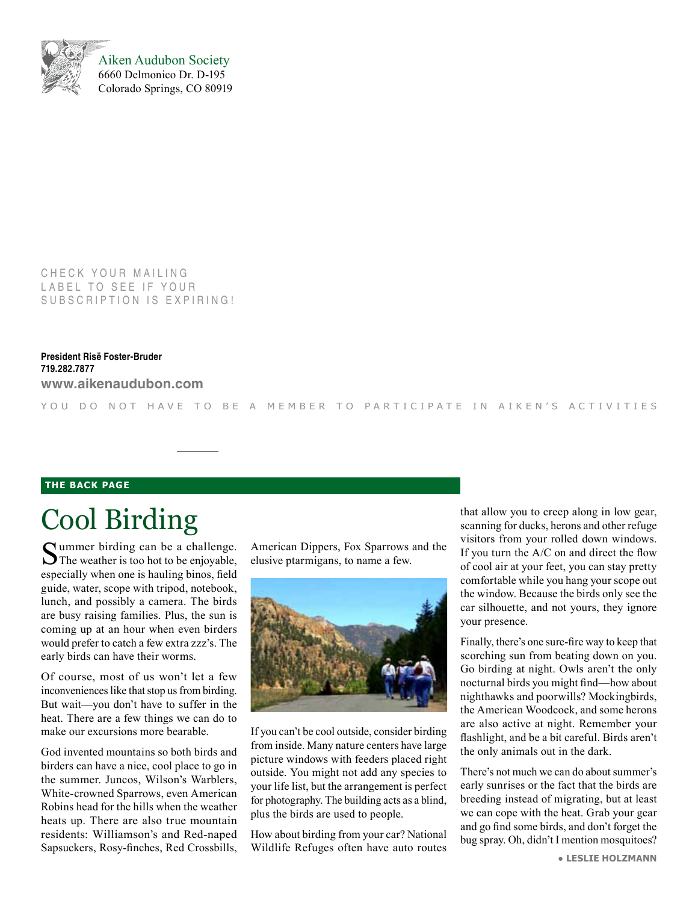Aiken Audubon Society
6660 Delmonico Dr. D-195
Colorado Springs, CO 80919

CHECK YOUR MAILING LABEL TO SEE IF YOUR SUBSCRIPTION IS EXPIRING!

**President Risë Foster-Bruder**
**719.282.7877**
**www.aikenaudubon.com**

YOU DO NOT HAVE TO BE A MEMBER TO PARTICIPATE IN AIKEN'S ACTIVITIES

**THE BACK PAGE**

# Cool Birding

Summer birding can be a challenge. The weather is too hot to be enjoyable, especially when one is hauling binos, field guide, water, scope with tripod, notebook, lunch, and possibly a camera. The birds are busy raising families. Plus, the sun is coming up at an hour when even birders would prefer to catch a few extra zzz's. The early birds can have their worms.

Of course, most of us won't let a few inconveniences like that stop us from birding. But wait—you don't have to suffer in the heat. There are a few things we can do to make our excursions more bearable.

God invented mountains so both birds and birders can have a nice, cool place to go in the summer. Juncos, Wilson's Warblers, White-crowned Sparrows, even American Robins head for the hills when the weather heats up. There are also true mountain residents: Williamson's and Red-naped Sapsuckers, Rosy-finches, Red Crossbills, American Dippers, Fox Sparrows and the elusive ptarmigans, to name a few.

If you can't be cool outside, consider birding from inside. Many nature centers have large picture windows with feeders placed right outside. You might not add any species to your life list, but the arrangement is perfect for photography. The building acts as a blind, plus the birds are used to people.

How about birding from your car? National Wildlife Refuges often have auto routes that allow you to creep along in low gear, scanning for ducks, herons and other refuge visitors from your rolled down windows. If you turn the A/C on and direct the flow of cool air at your feet, you can stay pretty comfortable while you hang your scope out the window. Because the birds only see the car silhouette, and not yours, they ignore your presence.

Finally, there's one sure-fire way to keep that scorching sun from beating down on you. Go birding at night. Owls aren't the only nocturnal birds you might find—how about nighthawks and poorwills? Mockingbirds, the American Woodcock, and some herons are also active at night. Remember your flashlight, and be a bit careful. Birds aren't the only animals out in the dark.

There's not much we can do about summer's early sunrises or the fact that the birds are breeding instead of migrating, but at least we can cope with the heat. Grab your gear and go find some birds, and don't forget the bug spray. Oh, didn't I mention mosquitoes?

• **LESLIE HOLZMANN**